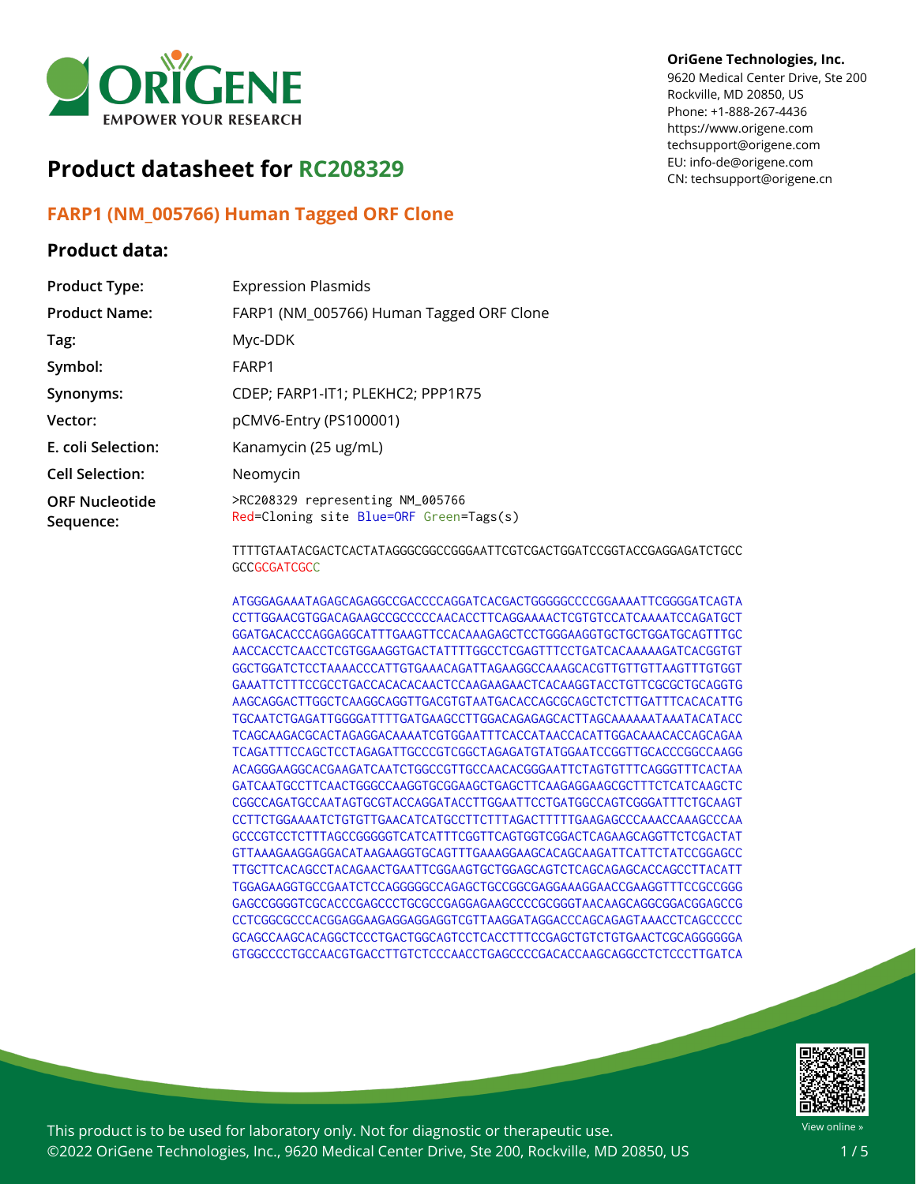# Product datasheet for RC208329

OriGene Technologies, Inc.
9620 Medical Center Drive, Ste 200
Rockville, MD 20850, US
Phone: +1-888-267-4436
https://www.origene.com
techsupport@origene.com
EU: info-de@origene.com
CN: techsupport@origene.cn

## FARP1 (NM_005766) Human Tagged ORF Clone

## Product data:

| | |
|---|---|
| **Product Type:** | Expression Plasmids |
| **Product Name:** | FARP1 (NM_005766) Human Tagged ORF Clone |
| **Tag:** | Myc-DDK |
| **Symbol:** | FARP1 |
| **Synonyms:** | CDEP; FARP1-IT1; PLEKHC2; PPP1R75 |
| **Vector:** | pCMV6-Entry (PS100001) |
| **E. coli Selection:** | Kanamycin (25 ug/mL) |
| **Cell Selection:** | Neomycin |
| **ORF Nucleotide Sequence:** | >RC208329 representing NM_005766<br>Red=Cloning site Blue=ORF Green=Tags(s) |

```
TTTTGTAATACGACTCACTATAGGGCGGCCGGGAATTCGTCGACTGGATCCGGTACCGAGGAGATCTGCC
GCCGCGATCGCC

ATGGGAGAAATAGAGCAGAGGCCGACCCCAGGATCACGACTGGGGGCCCCGGAAAATTCGGGGATCAGTA
CCTTGGAACGTGGACAGAAGCCGCCCCCAACACCTTCAGGAAAACTCGTGTCCATCAAAATCCAGATGCT
GGATGACACCCAGGAGGCATTTGAAGTTCCACAAAGAGCTCCTGGGAAGGTGCTGCTGGATGCAGTTTGC
AACCACCTCAACCTCGTGGAAGGTGACTATTTTGGCCTCGAGTTTCCTGATCACAAAAAGATCACGGTGT
GGCTGGATCTCCTAAAACCCATTGTGAAACAGATTAGAAGGCCAAAGCACGTTGTTGTTAAGTTTGTGGT
GAAATTCTTTCCGCCTGACCACACACAACTCCAAGAAGAACTCACAAGGTACCTGTTCGCGCTGCAGGTG
AAGCAGGACTTGGCTCAAGGCAGGTTGACGTGTAATGACACCAGCGCAGCTCTCTTGATTTCACACATTG
TGCAATCTGAGATTGGGGATTTTGATGAAGCCTTGGACAGAGAGCACTTAGCAAAAAATAAATACATACC
TCAGCAAGACGCACTAGAGGACAAAATCGTGGAATTTCACCATAACCACATTGGACAAACACCAGCAGAA
TCAGATTTCCAGCTCCTAGAGATTGCCCGTCGGCTAGAGATGTATGGAATCCGGTTGCACCCGGCCAAGG
ACAGGGAAGGCACGAAGATCAATCTGGCCGTTGCCAACACGGGAATTCTAGTGTTTCAGGGTTTCACTAA
GATCAATGCCTTCAACTGGGCCAAGGTGCGGAAGCTGAGCTTCAAGAGGAAGCGCTTTCTCATCAAGCTC
CGGCCAGATGCCAATAGTGCGTACCAGGATACCTTGGAATTCCTGATGGCCAGTCGGGATTTCTGCAAGT
CCTTCTGGAAAATCTGTGTTGAACATCATGCCTTCTTTAGACTTTTTGAAGAGCCCAAACCAAAGCCCAA
GCCCGTCCTCTTTAGCCGGGGGTCATCATTTCGGTTCAGTGGTCGGACTCAGAAGCAGGTTCTCGACTAT
GTTAAAGAAGGAGGACATAAGAAGGTGCAGTTTGAAAGGAAGCACAGCAAGATTCATTCTATCCGGAGCC
TTGCTTCACAGCCTACAGAACTGAATTCGGAAGTGCTGGAGCAGTCTCAGCAGAGCACCAGCCTTACATT
TGGAGAAGGTGCCGAATCTCCAGGGGGCCAGAGCTGCCGGCGAGGAAAGGAACCGAAGGTTTCCGCCGGG
GAGCCGGGGTCGCACCCGAGCCCTGCGCCGAGGAGAAGCCCCGCGGGTAACAAGCAGGCGGACGGAGCCG
CCTCGGCGCCCACGGAGGAAGAGGAGGAGGTCGTTAAGGATAGGACCCAGCAGAGTAAACCTCAGCCCCC
GCAGCCAAGCACAGGCTCCCTGACTGGCAGTCCTCACCTTTCCGAGCTGTCTGTGAACTCGCAGGGGGGA
GTGGCCCCTGCCAACGTGACCTTGTCTCCCAACCTGAGCCCCGACACCAAGCAGGCCTCTCCCTTGATCA
```

This product is to be used for laboratory only. Not for diagnostic or therapeutic use.
©2022 OriGene Technologies, Inc., 9620 Medical Center Drive, Ste 200, Rockville, MD 20850, US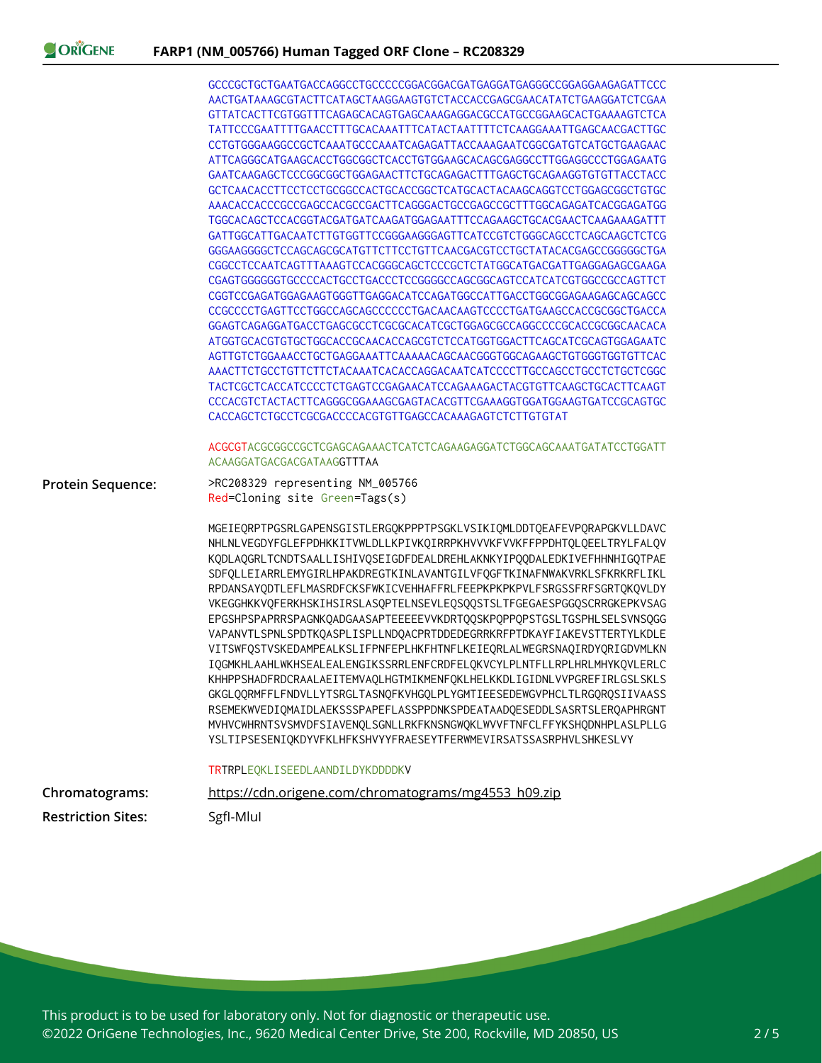GCCCGCTGCTGAATGACCAGGCCTGCCCCCGGACGGACGATGAGGATGAGGGCCGGAGGAAGAGATTCCC
AACTGATAAAGCGTACTTCATAGCTAAGGAAGTGTCTACCACCGAGCGAACATATCTGAAGGATCTCGAA
GTTATCACTTCGTGGTTTCAGAGCACAGTGAGCAAAGAGGACGCCATGCCGGAAGCACTGAAAAGTCTCA
TATTCCCGAATTTTGAACCTTTGCACAAATTTCATACTAATTTTCTCAAGGAAATTGAGCAACGACTTGC
CCTGTGGGAAGGCCGCTCAAATGCCCAAATCAGAGATTACCAAAGAATCGGCGATGTCATGCTGAAGAAC
ATTCAGGGCATGAAGCACCTGGCGGCTCACCTGTGGAAGCACAGCGAGGCCTTGGAGGCCCTGGAGAATG
GAATCAAGAGCTCCCGGCGGCTGGAGAACTTCTGCAGAGACTTTGAGCTGCAGAAGGTGTGTTACCTACC
GCTCAACACCTTCCTCCTGCGGCCACTGCACCGGCTCATGCACTACAAGCAGGTCCTGGAGCGGCTGTGC
AAACACCACCCGCCGAGCCACGCCGACTTCAGGGACTGCCGAGCCGCTTTGGCAGAGATCACGGAGATGG
TGGCACAGCTCCACGGTACGATGATCAAGATGGAGAATTTCCAGAAGCTGCACGAACTCAAGAAAGATTT
GATTGGCATTGACAATCTTGTGGTTCCGGGAAGGGAGTTCATCCGTCTGGGCAGCCTCAGCAAGCTCTCG
GGGAAGGGGCTCCAGCAGCGCATGTTCTTCCTGTTCAACGACGTCCTGCTATACACGAGCCGGGGGCTGA
CGGCCTCCAATCAGTTTAAAGTCCACGGGCAGCTCCCGCTCTATGGCATGACGATTGAGGAGAGCGAAGA
CGAGTGGGGGGTGCCCCACTGCCTGACCCTCCGGGGCCAGCGGCAGTCCATCATCGTGGCCGCCAGTTCT
CGGTCCGAGATGGAGAAGTGGGTTGAGGACATCCAGATGGCCATTGACCTGGCGGAGAAGAGCAGCAGCC
CCGCCCCTGAGTTCCTGGCCAGCAGCCCCCCTGACAACAAGTCCCCTGATGAAGCCACCGCGGCTGACCA
GGAGTCAGAGGATGACCTGAGCGCCTCGCGCACATCGCTGGAGCGCCAGGCCCCGCACCGCGGCAACACA
ATGGTGCACGTGTGCTGGCACCGCAACACCAGCGTCTCCATGGTGGACTTCAGCATCGCAGTGGAGAATC
AGTTGTCTGGAAACCTGCTGAGGAAATTCAAAAACAGCAACGGGTGGCAGAAGCTGTGGGTGGTGTTCAC
AAACTTCTGCCTGTTCTTCTACAAATCACACCAGGACAATCATCCCCTTGCCAGCCTGCCTCTGCTCGGC
TACTCGCTCACCATCCCCTCTGAGTCCGAGAACATCCAGAAAGACTACGTGTTCAAGCTGCACTTCAAGT
CCCACGTCTACTACTTCAGGGCGGAAAGCGAGTACACGTTCGAAAGGTGGATGGAAGTGATCCGCAGTGC
CACCAGCTCTGCCTCGCGACCCCACGTGTTGAGCCACAAAGAGTCTCTTGTGTAT

ACGCGTACGCGGCCGCTCGAGCAGAAACTCATCTCAGAAGAGGATCTGGCAGCAAATGATATCCTGGATT
ACAAGGATGACGACGATAAGGTTTAA

**Protein Sequence:**

>RC208329 representing NM_005766
Red=Cloning site Green=Tags(s)

MGEIEQRPTPGSRLGAPENSGISTLERGQKPPPTPSGKLVSIKIQMLDDTQEAFEVPQRAPGKVLLDAVC
NHLNLVEGDYFGLEFPDHKKITVWLDLLKPIVKQIRRPKHVVVKFVVKFFPPDHTQLQEELTRYLFALQV
KQDLAQGRLTCNDTSAALLISHIVQSEIGDFDEALDREHLAKNKYIPQQDALEDKIVEFHHNHIGQTPAE
SDFQLLEIARRLEMYGIRLHPAKDREGTKINLAVANTGILVFQGFTKINAFNWAKVRKLSFKRKRFLIKL
RPDANSAYQDTLEFLMASRDFCKSFWKICVEHHAFFRLFEEPKPKPKPVLFSRGSSFRFSGRTQKQVLDY
VKEGGHKKVQFERKHSKIHSIRSLASQPTELNSEVLEQSQQSTSLTFGEGAESPGGQSCRRGKEPKVSAG
EPGSHPSPAPRRSPAGNKQADGAASAPTEEEEEVVKDRTQQSKPQPPQPSTGSLTGSPHLSELSVNSQGG
VAPANVTLSPNLSPDTKQASPLISPLLNDQACPRTDDEDEGRRKRFPTDKAYFIAKEVSTTERTYLKDLE
VITSWFQSTVSKEDAMPEALKSLIFPNFEPLHKFHTNFLKEIEQRLALWEGRSNAQIRDYQRIGDVMLKN
IQGMKHLAAHLWKHSEALEALENGIKSSRRLENFCRDFELQKVCYLPLNTFLLRPLHRLMHYKQVLERLC
KHHPPSHADFRDCRAALAEITEMVAQLHGTMIKMENFQKLHELKKDLIGIDNLVVPGREFIRLGSLSKLS
GKGLQQRMFFLFNDVLLYTSRGLTASNQFKVHGQLPLYGMTIEESEDEWGVPHCLTLRGQRQSIIVAASS
RSEMEKWVEDIQMAIDLAEKSSSPAPEFLASSPPDNKSPDEATAADQESEDDLSASRTSLERQAPHRGNT
MVHVCWHRNTSVSMVDFSIAVENQLSGNLLRKFKNSNGWQKLWVVFTNFCLFFYKSHQDNHPLASLPLLG
YSLTIPSESENIQKDYVFKLHFKSHVYYFRAESEYTFERWMEVIRSATSSASRPHVLSHKESLVY

TRTRPLEQKLISEEDLAANDILDYKDDDDKV

**Chromatograms:** https://cdn.origene.com/chromatograms/mg4553_h09.zip

**Restriction Sites:** SgfI-MluI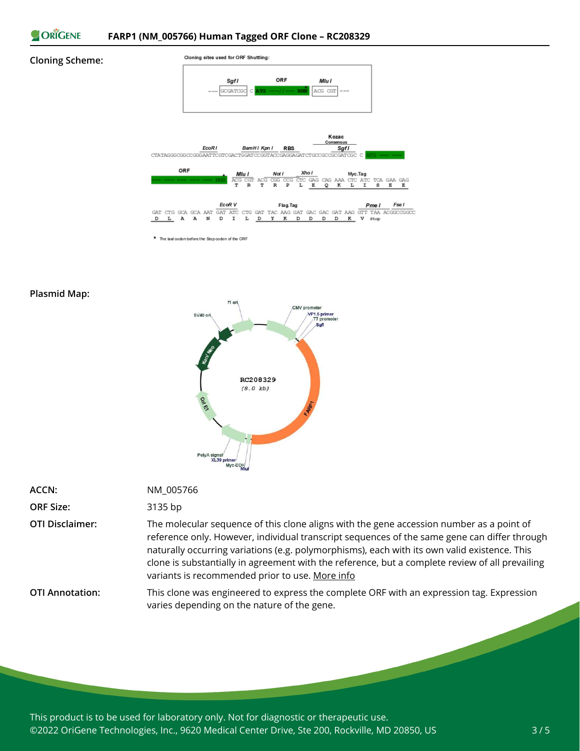**Cloning Scheme:**

Cloning sites used for ORF Shuttling:

```
         SgfI              ORF              MluI
--- GCGATCGC  C  ATG  ---//----  NNN*  ACG CGT ---
```

```
                                                               Kozac
                                                              Consensus
              EcoRI          BamHI KpnI      RBS                  SgfI
CTATAGGGCGGCCGGGAATTCGTCGACTGGATCCGGTACCGAGGAGATCTGCCGCCGCGATCGC C ATG --- ---

   ORF              MluI        NotI      XhoI                  Myc.Tag
--- --- --- --- NNN* ACG CGT ACG CGG CCG CTC GAG CAG AAA CTC ATC TCA GAA GAG
                      T   R   T   R   P   L   E   Q   K   L   I   S   E   E

                     EcoRV                  Flag.Tag                      PmeI     FseI
GAT CTG GCA GCA AAT GAT ATC CTG GAT TAC AAG GAT GAC GAC GAT AAG GTT TAA ACGGCCGGCC
 D   L   A   A   N   D   I   L   D   Y   K   D   D   D   D   K   V  stop
```

\* The last codon before the Stop codon of the ORF

**Plasmid Map:**

RC208329 (8.0 kb) — features: f1 ori, CMV promoter, VP1.5 primer, T7 promoter, SgfI, FARP1, MluI, Myc-DDK, XL39 primer, PolyA signal, Col E1, Kan/ Neo, SV40 ori

**ACCN:** NM_005766

**ORF Size:** 3135 bp

**OTI Disclaimer:** The molecular sequence of this clone aligns with the gene accession number as a point of reference only. However, individual transcript sequences of the same gene can differ through naturally occurring variations (e.g. polymorphisms), each with its own valid existence. This clone is substantially in agreement with the reference, but a complete review of all prevailing variants is recommended prior to use. More info

**OTI Annotation:** This clone was engineered to express the complete ORF with an expression tag. Expression varies depending on the nature of the gene.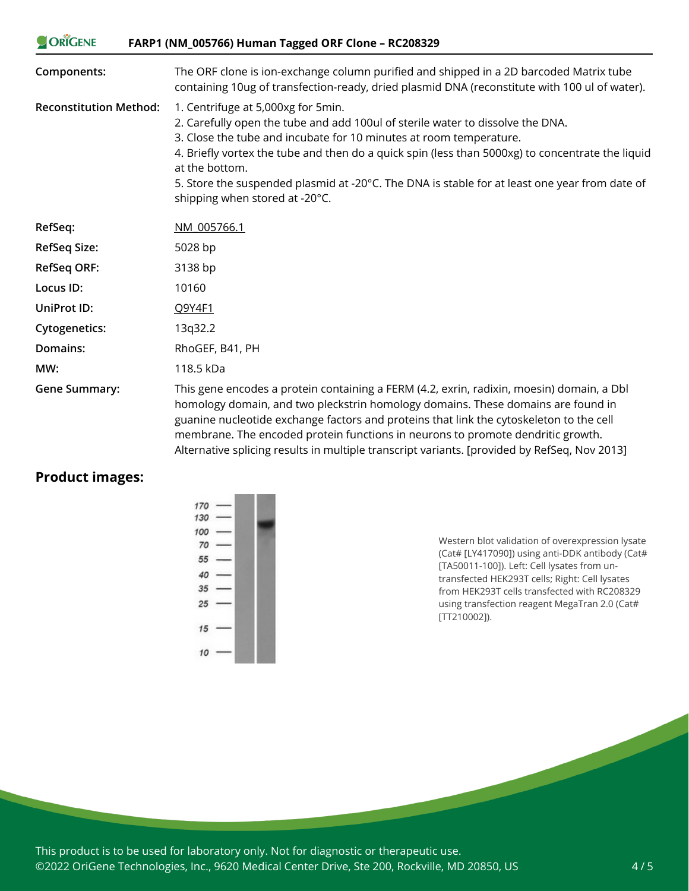| | |
|---|---|
| **Components:** | The ORF clone is ion-exchange column purified and shipped in a 2D barcoded Matrix tube containing 10ug of transfection-ready, dried plasmid DNA (reconstitute with 100 ul of water). |
| **Reconstitution Method:** | 1. Centrifuge at 5,000xg for 5min.<br>2. Carefully open the tube and add 100ul of sterile water to dissolve the DNA.<br>3. Close the tube and incubate for 10 minutes at room temperature.<br>4. Briefly vortex the tube and then do a quick spin (less than 5000xg) to concentrate the liquid at the bottom.<br>5. Store the suspended plasmid at -20°C. The DNA is stable for at least one year from date of shipping when stored at -20°C. |
| **RefSeq:** | NM_005766.1 |
| **RefSeq Size:** | 5028 bp |
| **RefSeq ORF:** | 3138 bp |
| **Locus ID:** | 10160 |
| **UniProt ID:** | Q9Y4F1 |
| **Cytogenetics:** | 13q32.2 |
| **Domains:** | RhoGEF, B41, PH |
| **MW:** | 118.5 kDa |
| **Gene Summary:** | This gene encodes a protein containing a FERM (4.2, exrin, radixin, moesin) domain, a Dbl homology domain, and two pleckstrin homology domains. These domains are found in guanine nucleotide exchange factors and proteins that link the cytoskeleton to the cell membrane. The encoded protein functions in neurons to promote dendritic growth. Alternative splicing results in multiple transcript variants. [provided by RefSeq, Nov 2013] |

## Product images:

Western blot validation of overexpression lysate (Cat# [LY417090]) using anti-DDK antibody (Cat# [TA50011-100]). Left: Cell lysates from un-transfected HEK293T cells; Right: Cell lysates from HEK293T cells transfected with RC208329 using transfection reagent MegaTran 2.0 (Cat# [TT210002]).

This product is to be used for laboratory only. Not for diagnostic or therapeutic use.
©2022 OriGene Technologies, Inc., 9620 Medical Center Drive, Ste 200, Rockville, MD 20850, US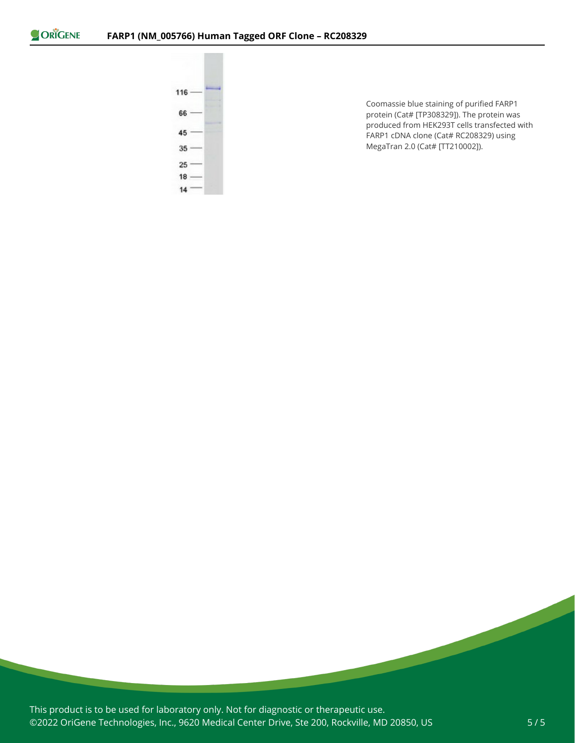116
66
45
35
25
18
14

Coomassie blue staining of purified FARP1 protein (Cat# [TP308329]). The protein was produced from HEK293T cells transfected with FARP1 cDNA clone (Cat# RC208329) using MegaTran 2.0 (Cat# [TT210002]).